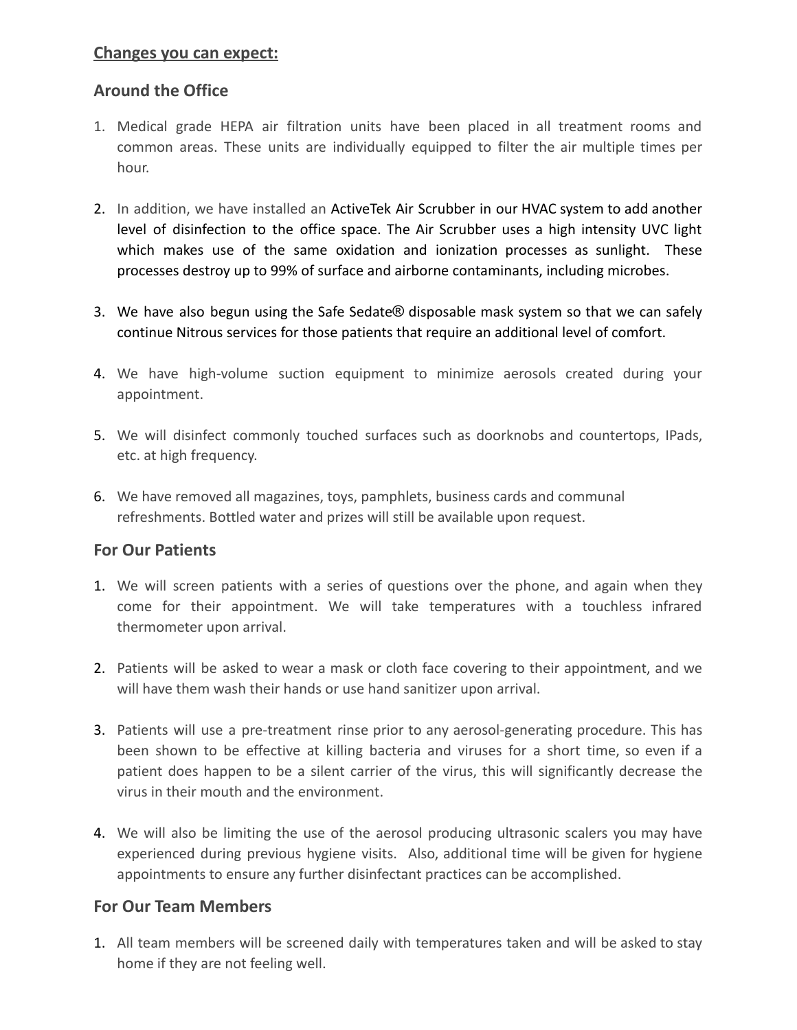**Changes you can expect:**

## Around the Office

1. Medical grade HEPA air filtration units have been placed in all treatment rooms and common areas. These units are individually equipped to filter the air multiple times per hour.

2. In addition, we have installed an ActiveTek Air Scrubber in our HVAC system to add another level of disinfection to the office space. The Air Scrubber uses a high intensity UVC light which makes use of the same oxidation and ionization processes as sunlight. These processes destroy up to 99% of surface and airborne contaminants, including microbes.

3. We have also begun using the Safe Sedate® disposable mask system so that we can safely continue Nitrous services for those patients that require an additional level of comfort.

4. We have high-volume suction equipment to minimize aerosols created during your appointment.

5. We will disinfect commonly touched surfaces such as doorknobs and countertops, IPads, etc. at high frequency.

6. We have removed all magazines, toys, pamphlets, business cards and communal refreshments. Bottled water and prizes will still be available upon request.

## For Our Patients

1. We will screen patients with a series of questions over the phone, and again when they come for their appointment. We will take temperatures with a touchless infrared thermometer upon arrival.

2. Patients will be asked to wear a mask or cloth face covering to their appointment, and we will have them wash their hands or use hand sanitizer upon arrival.

3. Patients will use a pre-treatment rinse prior to any aerosol-generating procedure. This has been shown to be effective at killing bacteria and viruses for a short time, so even if a patient does happen to be a silent carrier of the virus, this will significantly decrease the virus in their mouth and the environment.

4. We will also be limiting the use of the aerosol producing ultrasonic scalers you may have experienced during previous hygiene visits. Also, additional time will be given for hygiene appointments to ensure any further disinfectant practices can be accomplished.

## For Our Team Members

1. All team members will be screened daily with temperatures taken and will be asked to stay home if they are not feeling well.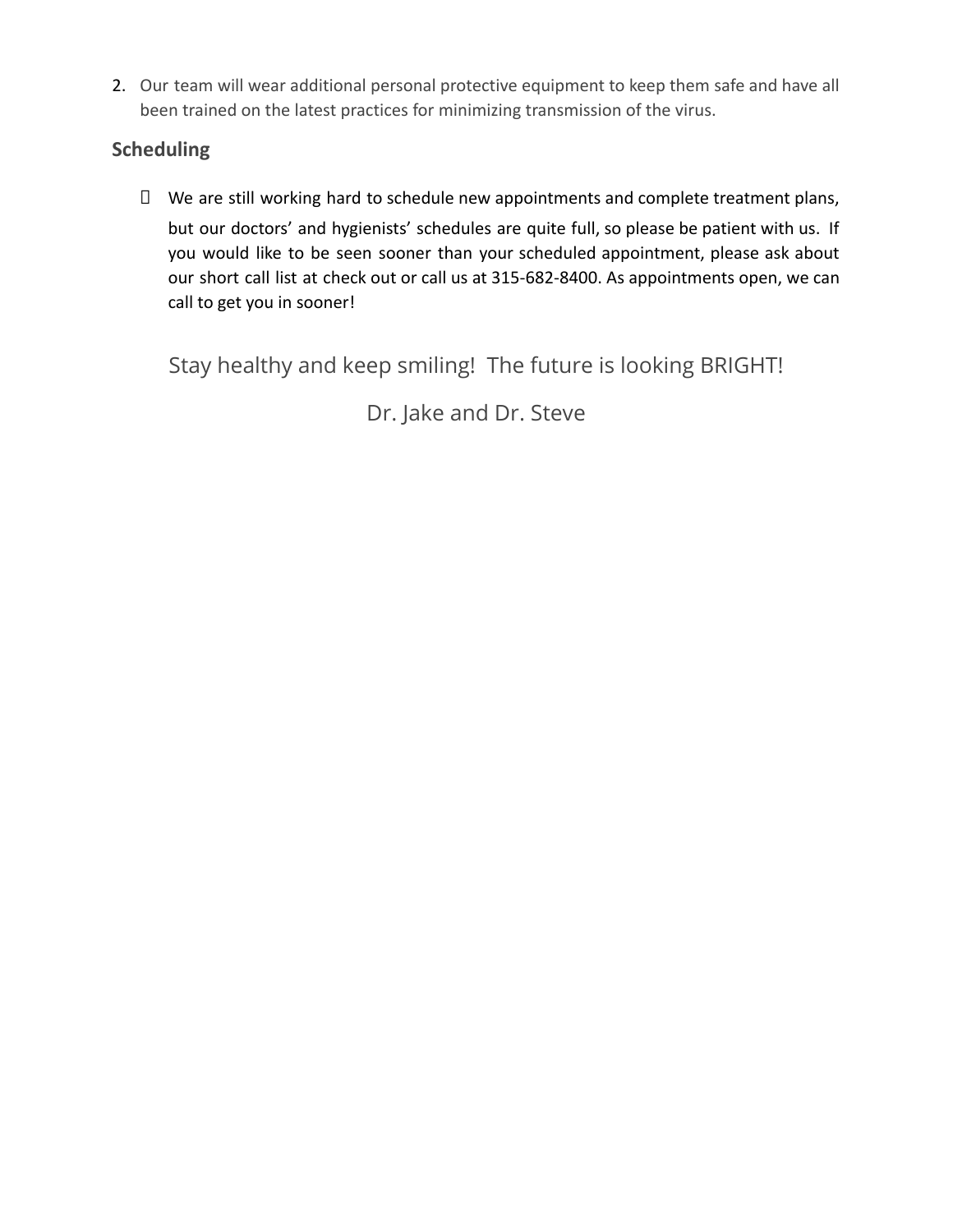2. Our team will wear additional personal protective equipment to keep them safe and have all been trained on the latest practices for minimizing transmission of the virus.

## Scheduling

- We are still working hard to schedule new appointments and complete treatment plans, but our doctors' and hygienists' schedules are quite full, so please be patient with us. If you would like to be seen sooner than your scheduled appointment, please ask about our short call list at check out or call us at 315-682-8400. As appointments open, we can call to get you in sooner!

Stay healthy and keep smiling! The future is looking BRIGHT!

Dr. Jake and Dr. Steve